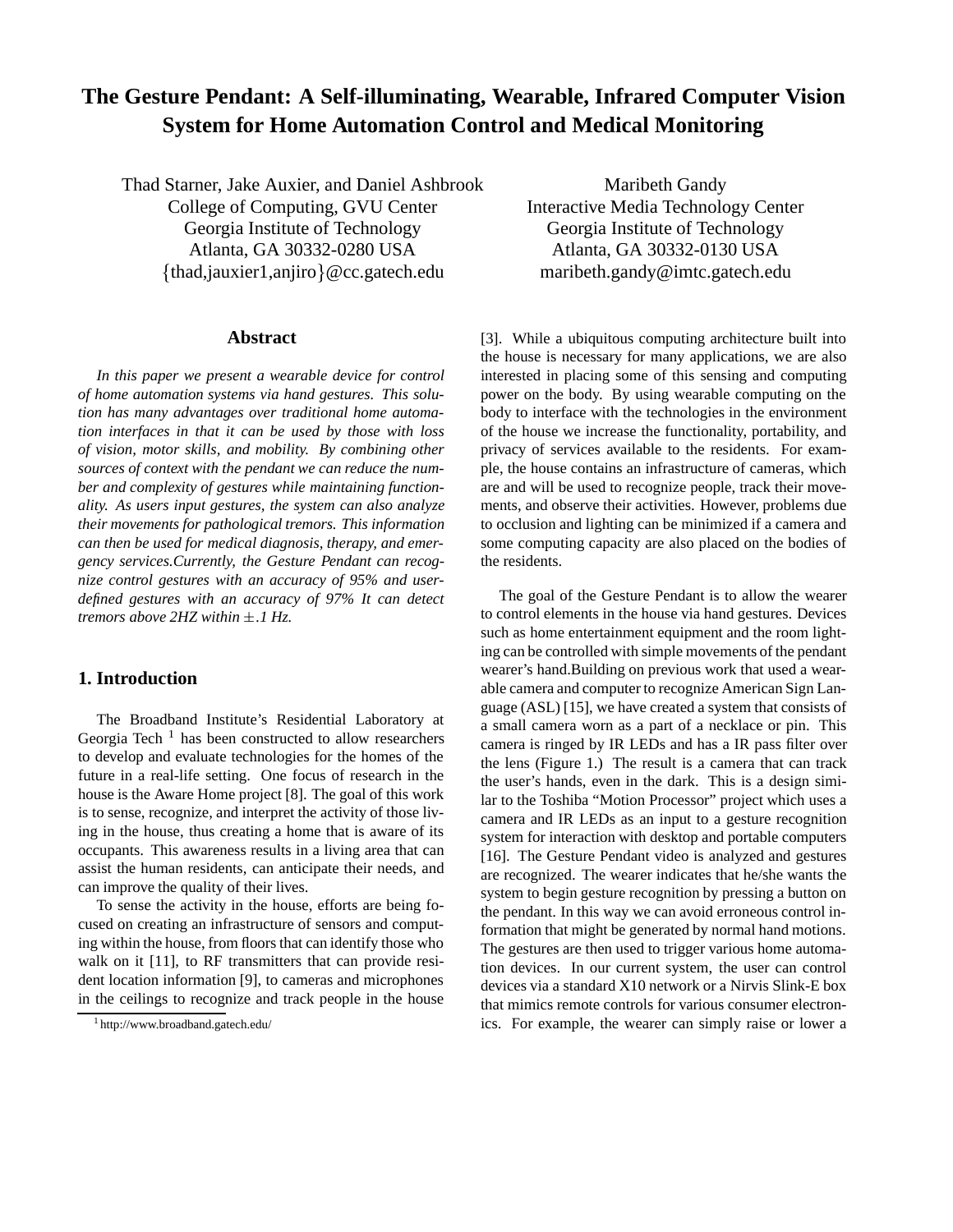# The Gesture Pendant: A Self-illuminating, Wearable, Infrared Computer Vision System for Home Automation Control and Medical Monitoring

Thad Starner, Jake Auxier, and Daniel Ashbrook
College of Computing, GVU Center
Georgia Institute of Technology
Atlanta, GA 30332-0280 USA
{thad,jauxier1,anjiro}@cc.gatech.edu

Maribeth Gandy
Interactive Media Technology Center
Georgia Institute of Technology
Atlanta, GA 30332-0130 USA
maribeth.gandy@imtc.gatech.edu

## Abstract

*In this paper we present a wearable device for control of home automation systems via hand gestures. This solution has many advantages over traditional home automation interfaces in that it can be used by those with loss of vision, motor skills, and mobility. By combining other sources of context with the pendant we can reduce the number and complexity of gestures while maintaining functionality. As users input gestures, the system can also analyze their movements for pathological tremors. This information can then be used for medical diagnosis, therapy, and emergency services.Currently, the Gesture Pendant can recognize control gestures with an accuracy of 95% and user-defined gestures with an accuracy of 97% It can detect tremors above 2HZ within $\pm$.1 Hz.*

## 1. Introduction

The Broadband Institute's Residential Laboratory at Georgia Tech [1] has been constructed to allow researchers to develop and evaluate technologies for the homes of the future in a real-life setting. One focus of research in the house is the Aware Home project [8]. The goal of this work is to sense, recognize, and interpret the activity of those living in the house, thus creating a home that is aware of its occupants. This awareness results in a living area that can assist the human residents, can anticipate their needs, and can improve the quality of their lives.

To sense the activity in the house, efforts are being focused on creating an infrastructure of sensors and computing within the house, from floors that can identify those who walk on it [11], to RF transmitters that can provide resident location information [9], to cameras and microphones in the ceilings to recognize and track people in the house [3]. While a ubiquitous computing architecture built into the house is necessary for many applications, we are also interested in placing some of this sensing and computing power on the body. By using wearable computing on the body to interface with the technologies in the environment of the house we increase the functionality, portability, and privacy of services available to the residents. For example, the house contains an infrastructure of cameras, which are and will be used to recognize people, track their movements, and observe their activities. However, problems due to occlusion and lighting can be minimized if a camera and some computing capacity are also placed on the bodies of the residents.

The goal of the Gesture Pendant is to allow the wearer to control elements in the house via hand gestures. Devices such as home entertainment equipment and the room lighting can be controlled with simple movements of the pendant wearer's hand.Building on previous work that used a wearable camera and computer to recognize American Sign Language (ASL) [15], we have created a system that consists of a small camera worn as a part of a necklace or pin. This camera is ringed by IR LEDs and has a IR pass filter over the lens (Figure 1.) The result is a camera that can track the user's hands, even in the dark. This is a design similar to the Toshiba "Motion Processor" project which uses a camera and IR LEDs as an input to a gesture recognition system for interaction with desktop and portable computers [16]. The Gesture Pendant video is analyzed and gestures are recognized. The wearer indicates that he/she wants the system to begin gesture recognition by pressing a button on the pendant. In this way we can avoid erroneous control information that might be generated by normal hand motions. The gestures are then used to trigger various home automation devices. In our current system, the user can control devices via a standard X10 network or a Nirvis Slink-E box that mimics remote controls for various consumer electronics. For example, the wearer can simply raise or lower a

[1] http://www.broadband.gatech.edu/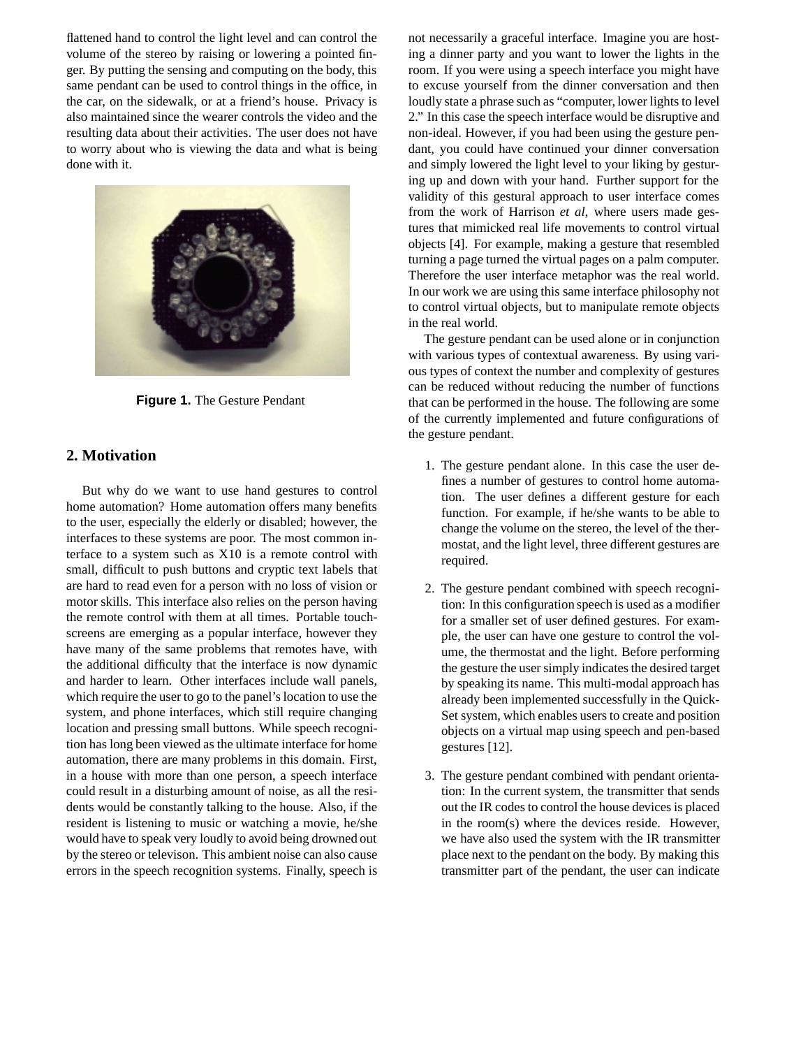flattened hand to control the light level and can control the volume of the stereo by raising or lowering a pointed finger. By putting the sensing and computing on the body, this same pendant can be used to control things in the office, in the car, on the sidewalk, or at a friend's house. Privacy is also maintained since the wearer controls the video and the resulting data about their activities. The user does not have to worry about who is viewing the data and what is being done with it.

**Figure 1.** The Gesture Pendant

## 2. Motivation

But why do we want to use hand gestures to control home automation? Home automation offers many benefits to the user, especially the elderly or disabled; however, the interfaces to these systems are poor. The most common interface to a system such as X10 is a remote control with small, difficult to push buttons and cryptic text labels that are hard to read even for a person with no loss of vision or motor skills. This interface also relies on the person having the remote control with them at all times. Portable touchscreens are emerging as a popular interface, however they have many of the same problems that remotes have, with the additional difficulty that the interface is now dynamic and harder to learn. Other interfaces include wall panels, which require the user to go to the panel's location to use the system, and phone interfaces, which still require changing location and pressing small buttons. While speech recognition has long been viewed as the ultimate interface for home automation, there are many problems in this domain. First, in a house with more than one person, a speech interface could result in a disturbing amount of noise, as all the residents would be constantly talking to the house. Also, if the resident is listening to music or watching a movie, he/she would have to speak very loudly to avoid being drowned out by the stereo or televison. This ambient noise can also cause errors in the speech recognition systems. Finally, speech is not necessarily a graceful interface. Imagine you are hosting a dinner party and you want to lower the lights in the room. If you were using a speech interface you might have to excuse yourself from the dinner conversation and then loudly state a phrase such as "computer, lower lights to level 2." In this case the speech interface would be disruptive and non-ideal. However, if you had been using the gesture pendant, you could have continued your dinner conversation and simply lowered the light level to your liking by gesturing up and down with your hand. Further support for the validity of this gestural approach to user interface comes from the work of Harrison *et al*, where users made gestures that mimicked real life movements to control virtual objects [4]. For example, making a gesture that resembled turning a page turned the virtual pages on a palm computer. Therefore the user interface metaphor was the real world. In our work we are using this same interface philosophy not to control virtual objects, but to manipulate remote objects in the real world.

The gesture pendant can be used alone or in conjunction with various types of contextual awareness. By using various types of context the number and complexity of gestures can be reduced without reducing the number of functions that can be performed in the house. The following are some of the currently implemented and future configurations of the gesture pendant.

1. The gesture pendant alone. In this case the user defines a number of gestures to control home automation. The user defines a different gesture for each function. For example, if he/she wants to be able to change the volume on the stereo, the level of the thermostat, and the light level, three different gestures are required.

2. The gesture pendant combined with speech recognition: In this configuration speech is used as a modifier for a smaller set of user defined gestures. For example, the user can have one gesture to control the volume, the thermostat and the light. Before performing the gesture the user simply indicates the desired target by speaking its name. This multi-modal approach has already been implemented successfully in the QuickSet system, which enables users to create and position objects on a virtual map using speech and pen-based gestures [12].

3. The gesture pendant combined with pendant orientation: In the current system, the transmitter that sends out the IR codes to control the house devices is placed in the room(s) where the devices reside. However, we have also used the system with the IR transmitter place next to the pendant on the body. By making this transmitter part of the pendant, the user can indicate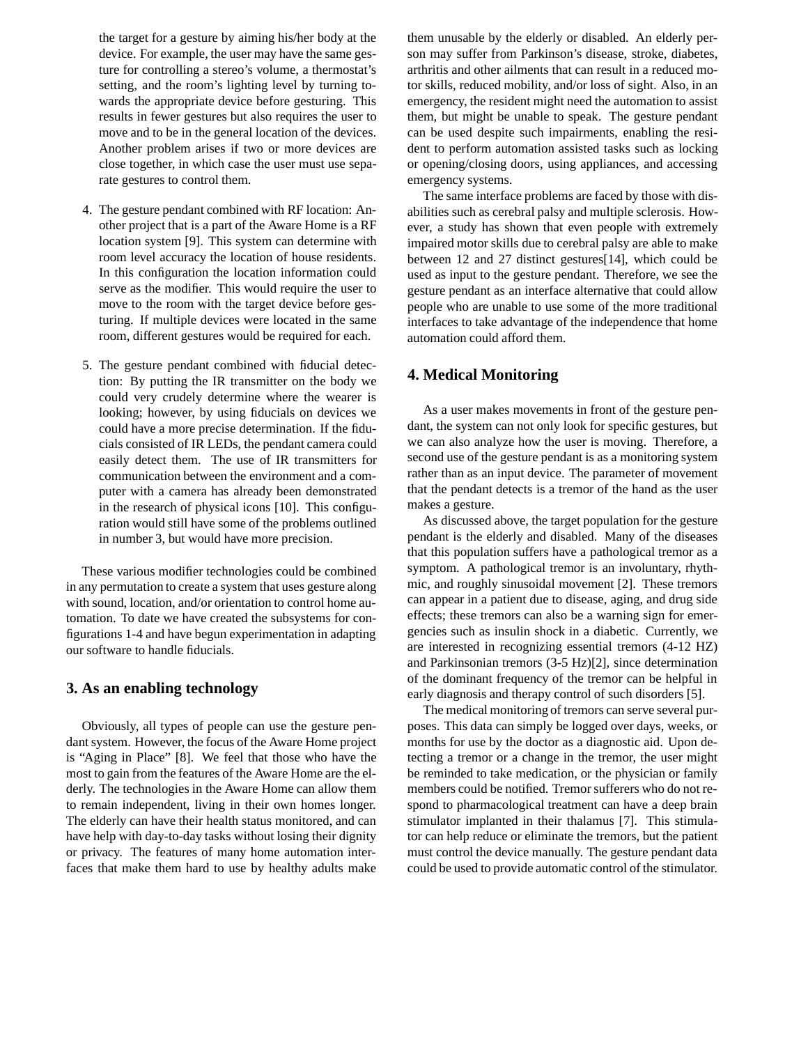the target for a gesture by aiming his/her body at the device. For example, the user may have the same gesture for controlling a stereo's volume, a thermostat's setting, and the room's lighting level by turning towards the appropriate device before gesturing. This results in fewer gestures but also requires the user to move and to be in the general location of the devices. Another problem arises if two or more devices are close together, in which case the user must use separate gestures to control them.

4. The gesture pendant combined with RF location: Another project that is a part of the Aware Home is a RF location system [9]. This system can determine with room level accuracy the location of house residents. In this configuration the location information could serve as the modifier. This would require the user to move to the room with the target device before gesturing. If multiple devices were located in the same room, different gestures would be required for each.

5. The gesture pendant combined with fiducial detection: By putting the IR transmitter on the body we could very crudely determine where the wearer is looking; however, by using fiducials on devices we could have a more precise determination. If the fiducials consisted of IR LEDs, the pendant camera could easily detect them. The use of IR transmitters for communication between the environment and a computer with a camera has already been demonstrated in the research of physical icons [10]. This configuration would still have some of the problems outlined in number 3, but would have more precision.

These various modifier technologies could be combined in any permutation to create a system that uses gesture along with sound, location, and/or orientation to control home automation. To date we have created the subsystems for configurations 1-4 and have begun experimentation in adapting our software to handle fiducials.

## 3. As an enabling technology

Obviously, all types of people can use the gesture pendant system. However, the focus of the Aware Home project is "Aging in Place" [8]. We feel that those who have the most to gain from the features of the Aware Home are the elderly. The technologies in the Aware Home can allow them to remain independent, living in their own homes longer. The elderly can have their health status monitored, and can have help with day-to-day tasks without losing their dignity or privacy. The features of many home automation interfaces that make them hard to use by healthy adults make them unusable by the elderly or disabled. An elderly person may suffer from Parkinson's disease, stroke, diabetes, arthritis and other ailments that can result in a reduced motor skills, reduced mobility, and/or loss of sight. Also, in an emergency, the resident might need the automation to assist them, but might be unable to speak. The gesture pendant can be used despite such impairments, enabling the resident to perform automation assisted tasks such as locking or opening/closing doors, using appliances, and accessing emergency systems.

The same interface problems are faced by those with disabilities such as cerebral palsy and multiple sclerosis. However, a study has shown that even people with extremely impaired motor skills due to cerebral palsy are able to make between 12 and 27 distinct gestures[14], which could be used as input to the gesture pendant. Therefore, we see the gesture pendant as an interface alternative that could allow people who are unable to use some of the more traditional interfaces to take advantage of the independence that home automation could afford them.

## 4. Medical Monitoring

As a user makes movements in front of the gesture pendant, the system can not only look for specific gestures, but we can also analyze how the user is moving. Therefore, a second use of the gesture pendant is as a monitoring system rather than as an input device. The parameter of movement that the pendant detects is a tremor of the hand as the user makes a gesture.

As discussed above, the target population for the gesture pendant is the elderly and disabled. Many of the diseases that this population suffers have a pathological tremor as a symptom. A pathological tremor is an involuntary, rhythmic, and roughly sinusoidal movement [2]. These tremors can appear in a patient due to disease, aging, and drug side effects; these tremors can also be a warning sign for emergencies such as insulin shock in a diabetic. Currently, we are interested in recognizing essential tremors (4-12 HZ) and Parkinsonian tremors (3-5 Hz)[2], since determination of the dominant frequency of the tremor can be helpful in early diagnosis and therapy control of such disorders [5].

The medical monitoring of tremors can serve several purposes. This data can simply be logged over days, weeks, or months for use by the doctor as a diagnostic aid. Upon detecting a tremor or a change in the tremor, the user might be reminded to take medication, or the physician or family members could be notified. Tremor sufferers who do not respond to pharmacological treatment can have a deep brain stimulator implanted in their thalamus [7]. This stimulator can help reduce or eliminate the tremors, but the patient must control the device manually. The gesture pendant data could be used to provide automatic control of the stimulator.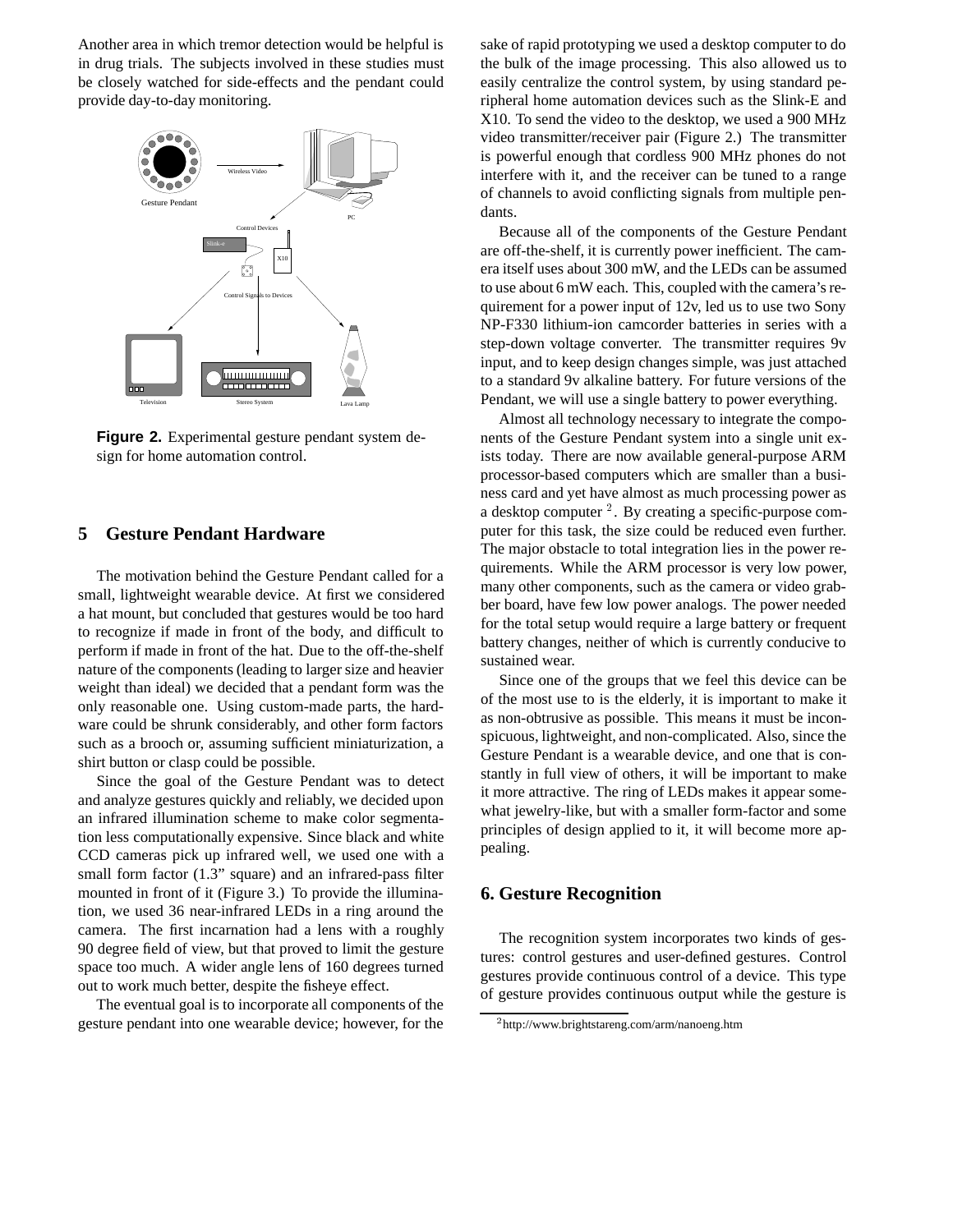Another area in which tremor detection would be helpful is in drug trials. The subjects involved in these studies must be closely watched for side-effects and the pendant could provide day-to-day monitoring.

**Figure 2.** Experimental gesture pendant system design for home automation control.

## 5 Gesture Pendant Hardware

The motivation behind the Gesture Pendant called for a small, lightweight wearable device. At first we considered a hat mount, but concluded that gestures would be too hard to recognize if made in front of the body, and difficult to perform if made in front of the hat. Due to the off-the-shelf nature of the components (leading to larger size and heavier weight than ideal) we decided that a pendant form was the only reasonable one. Using custom-made parts, the hardware could be shrunk considerably, and other form factors such as a brooch or, assuming sufficient miniaturization, a shirt button or clasp could be possible.

Since the goal of the Gesture Pendant was to detect and analyze gestures quickly and reliably, we decided upon an infrared illumination scheme to make color segmentation less computationally expensive. Since black and white CCD cameras pick up infrared well, we used one with a small form factor (1.3" square) and an infrared-pass filter mounted in front of it (Figure 3.) To provide the illumination, we used 36 near-infrared LEDs in a ring around the camera. The first incarnation had a lens with a roughly 90 degree field of view, but that proved to limit the gesture space too much. A wider angle lens of 160 degrees turned out to work much better, despite the fisheye effect.

The eventual goal is to incorporate all components of the gesture pendant into one wearable device; however, for the sake of rapid prototyping we used a desktop computer to do the bulk of the image processing. This also allowed us to easily centralize the control system, by using standard peripheral home automation devices such as the Slink-E and X10. To send the video to the desktop, we used a 900 MHz video transmitter/receiver pair (Figure 2.) The transmitter is powerful enough that cordless 900 MHz phones do not interfere with it, and the receiver can be tuned to a range of channels to avoid conflicting signals from multiple pendants.

Because all of the components of the Gesture Pendant are off-the-shelf, it is currently power inefficient. The camera itself uses about 300 mW, and the LEDs can be assumed to use about 6 mW each. This, coupled with the camera's requirement for a power input of 12v, led us to use two Sony NP-F330 lithium-ion camcorder batteries in series with a step-down voltage converter. The transmitter requires 9v input, and to keep design changes simple, was just attached to a standard 9v alkaline battery. For future versions of the Pendant, we will use a single battery to power everything.

Almost all technology necessary to integrate the components of the Gesture Pendant system into a single unit exists today. There are now available general-purpose ARM processor-based computers which are smaller than a business card and yet have almost as much processing power as a desktop computer [2]. By creating a specific-purpose computer for this task, the size could be reduced even further. The major obstacle to total integration lies in the power requirements. While the ARM processor is very low power, many other components, such as the camera or video grabber board, have few low power analogs. The power needed for the total setup would require a large battery or frequent battery changes, neither of which is currently conducive to sustained wear.

Since one of the groups that we feel this device can be of the most use to is the elderly, it is important to make it as non-obtrusive as possible. This means it must be inconspicuous, lightweight, and non-complicated. Also, since the Gesture Pendant is a wearable device, and one that is constantly in full view of others, it will be important to make it more attractive. The ring of LEDs makes it appear somewhat jewelry-like, but with a smaller form-factor and some principles of design applied to it, it will become more appealing.

## 6. Gesture Recognition

The recognition system incorporates two kinds of gestures: control gestures and user-defined gestures. Control gestures provide continuous control of a device. This type of gesture provides continuous output while the gesture is

[2] http://www.brightstareng.com/arm/nanoeng.htm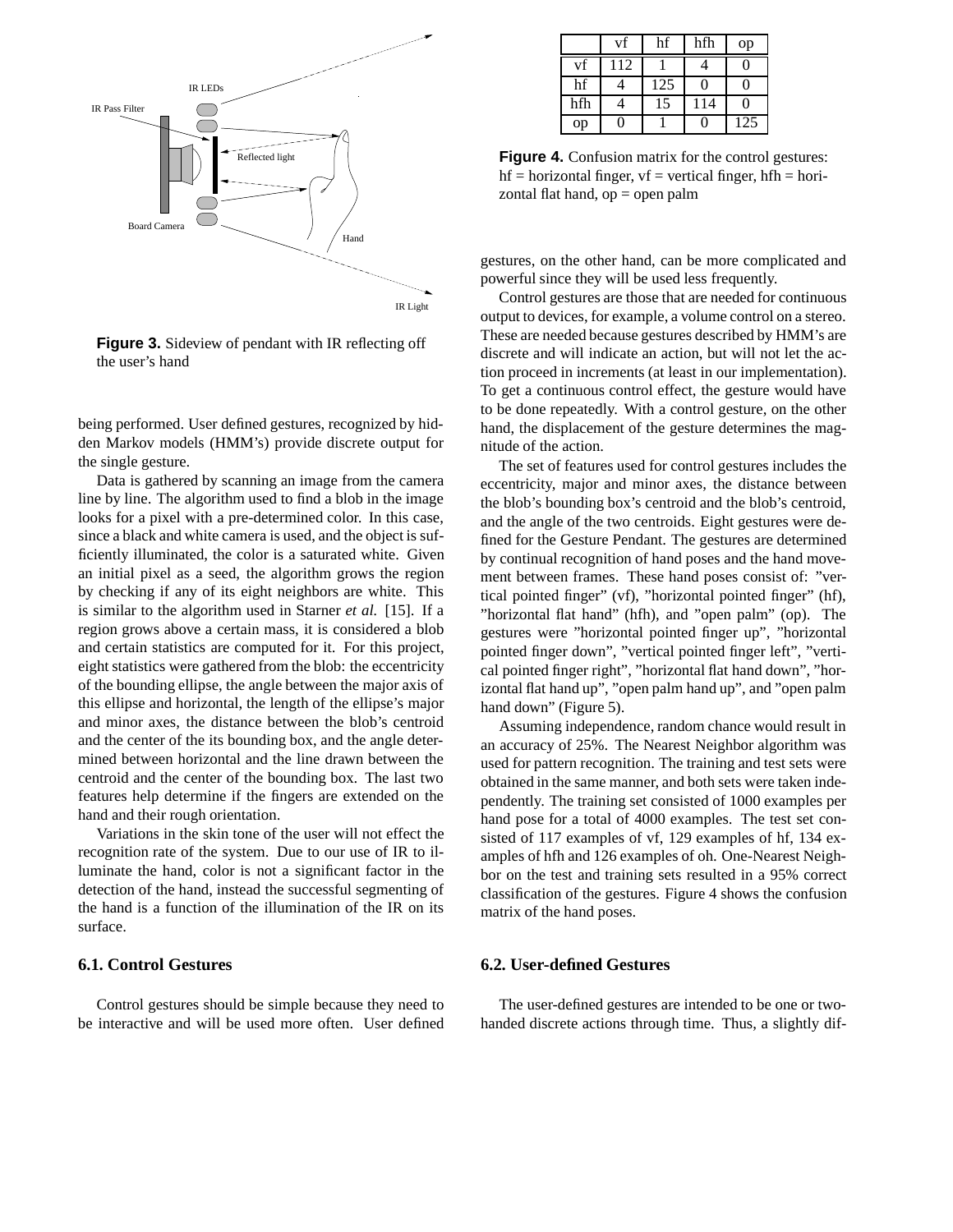Figure 3. Sideview of pendant with IR reflecting off the user's hand

being performed. User defined gestures, recognized by hidden Markov models (HMM's) provide discrete output for the single gesture.

Data is gathered by scanning an image from the camera line by line. The algorithm used to find a blob in the image looks for a pixel with a pre-determined color. In this case, since a black and white camera is used, and the object is sufficiently illuminated, the color is a saturated white. Given an initial pixel as a seed, the algorithm grows the region by checking if any of its eight neighbors are white. This is similar to the algorithm used in Starner *et al.* [15]. If a region grows above a certain mass, it is considered a blob and certain statistics are computed for it. For this project, eight statistics were gathered from the blob: the eccentricity of the bounding ellipse, the angle between the major axis of this ellipse and horizontal, the length of the ellipse's major and minor axes, the distance between the blob's centroid and the center of the its bounding box, and the angle determined between horizontal and the line drawn between the centroid and the center of the bounding box. The last two features help determine if the fingers are extended on the hand and their rough orientation.

Variations in the skin tone of the user will not effect the recognition rate of the system. Due to our use of IR to illuminate the hand, color is not a significant factor in the detection of the hand, instead the successful segmenting of the hand is a function of the illumination of the IR on its surface.

### 6.1. Control Gestures

Control gestures should be simple because they need to be interactive and will be used more often. User defined gestures, on the other hand, can be more complicated and powerful since they will be used less frequently.

Control gestures are those that are needed for continuous output to devices, for example, a volume control on a stereo. These are needed because gestures described by HMM's are discrete and will indicate an action, but will not let the action proceed in increments (at least in our implementation). To get a continuous control effect, the gesture would have to be done repeatedly. With a control gesture, on the other hand, the displacement of the gesture determines the magnitude of the action.

The set of features used for control gestures includes the eccentricity, major and minor axes, the distance between the blob's bounding box's centroid and the blob's centroid, and the angle of the two centroids. Eight gestures were defined for the Gesture Pendant. The gestures are determined by continual recognition of hand poses and the hand movement between frames. These hand poses consist of: "vertical pointed finger" (vf), "horizontal pointed finger" (hf), "horizontal flat hand" (hfh), and "open palm" (op). The gestures were "horizontal pointed finger up", "horizontal pointed finger down", "vertical pointed finger left", "vertical pointed finger right", "horizontal flat hand down", "horizontal flat hand up", "open palm hand up", and "open palm hand down" (Figure 5).

|  | vf | hf | hfh | op |
|---|---|---|---|---|
| vf | 112 | 1 | 4 | 0 |
| hf | 4 | 125 | 0 | 0 |
| hfh | 4 | 15 | 114 | 0 |
| op | 0 | 1 | 0 | 125 |

**Figure 4.** Confusion matrix for the control gestures: hf = horizontal finger, vf = vertical finger, hfh = horizontal flat hand, op = open palm

Assuming independence, random chance would result in an accuracy of 25%. The Nearest Neighbor algorithm was used for pattern recognition. The training and test sets were obtained in the same manner, and both sets were taken independently. The training set consisted of 1000 examples per hand pose for a total of 4000 examples. The test set consisted of 117 examples of vf, 129 examples of hf, 134 examples of hfh and 126 examples of oh. One-Nearest Neighbor on the test and training sets resulted in a 95% correct classification of the gestures. Figure 4 shows the confusion matrix of the hand poses.

### 6.2. User-defined Gestures

The user-defined gestures are intended to be one or two-handed discrete actions through time. Thus, a slightly dif-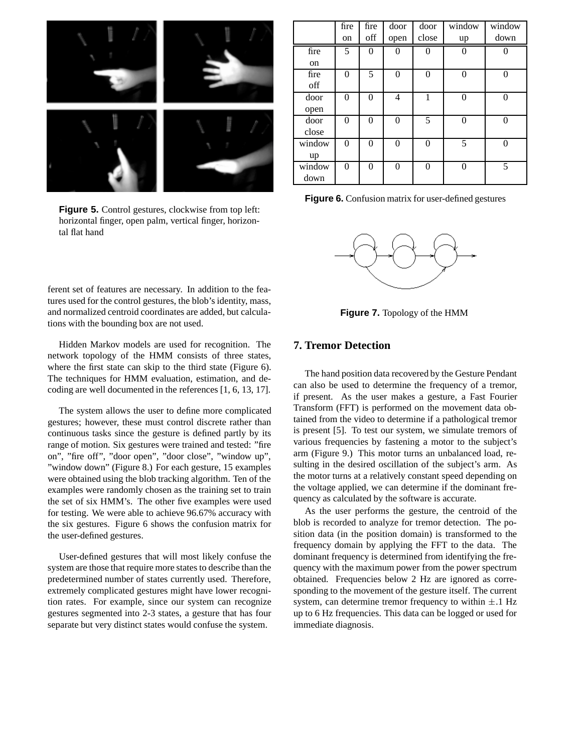**Figure 5.** Control gestures, clockwise from top left: horizontal finger, open palm, vertical finger, horizontal flat hand

ferent set of features are necessary. In addition to the features used for the control gestures, the blob's identity, mass, and normalized centroid coordinates are added, but calculations with the bounding box are not used.

Hidden Markov models are used for recognition. The network topology of the HMM consists of three states, where the first state can skip to the third state (Figure 6). The techniques for HMM evaluation, estimation, and decoding are well documented in the references [1, 6, 13, 17].

The system allows the user to define more complicated gestures; however, these must control discrete rather than continuous tasks since the gesture is defined partly by its range of motion. Six gestures were trained and tested: "fire on", "fire off", "door open", "door close", "window up", "window down" (Figure 8.) For each gesture, 15 examples were obtained using the blob tracking algorithm. Ten of the examples were randomly chosen as the training set to train the set of six HMM's. The other five examples were used for testing. We were able to achieve 96.67% accuracy with the six gestures. Figure 6 shows the confusion matrix for the user-defined gestures.

User-defined gestures that will most likely confuse the system are those that require more states to describe than the predetermined number of states currently used. Therefore, extremely complicated gestures might have lower recognition rates. For example, since our system can recognize gestures segmented into 2-3 states, a gesture that has four separate but very distinct states would confuse the system.

| | fire on | fire off | door open | door close | window up | window down |
|---|---|---|---|---|---|---|
| fire on | 5 | 0 | 0 | 0 | 0 | 0 |
| fire off | 0 | 5 | 0 | 0 | 0 | 0 |
| door open | 0 | 0 | 4 | 1 | 0 | 0 |
| door close | 0 | 0 | 0 | 5 | 0 | 0 |
| window up | 0 | 0 | 0 | 0 | 5 | 0 |
| window down | 0 | 0 | 0 | 0 | 0 | 5 |

**Figure 6.** Confusion matrix for user-defined gestures

**Figure 7.** Topology of the HMM

## 7. Tremor Detection

The hand position data recovered by the Gesture Pendant can also be used to determine the frequency of a tremor, if present. As the user makes a gesture, a Fast Fourier Transform (FFT) is performed on the movement data obtained from the video to determine if a pathological tremor is present [5]. To test our system, we simulate tremors of various frequencies by fastening a motor to the subject's arm (Figure 9.) This motor turns an unbalanced load, resulting in the desired oscillation of the subject's arm. As the motor turns at a relatively constant speed depending on the voltage applied, we can determine if the dominant frequency as calculated by the software is accurate.

As the user performs the gesture, the centroid of the blob is recorded to analyze for tremor detection. The position data (in the position domain) is transformed to the frequency domain by applying the FFT to the data. The dominant frequency is determined from identifying the frequency with the maximum power from the power spectrum obtained. Frequencies below 2 Hz are ignored as corresponding to the movement of the gesture itself. The current system, can determine tremor frequency to within $\pm .1$ Hz up to 6 Hz frequencies. This data can be logged or used for immediate diagnosis.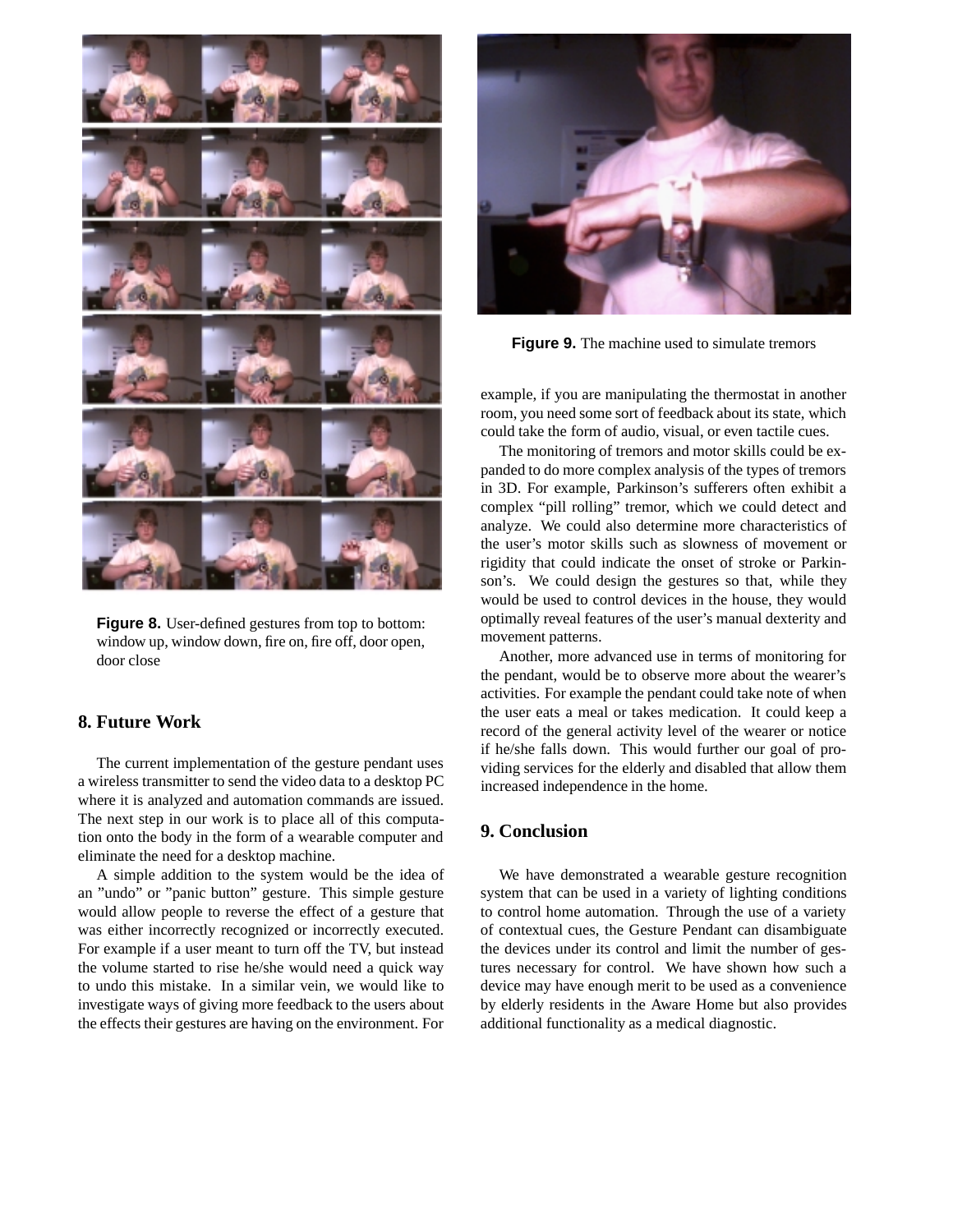**Figure 8.** User-defined gestures from top to bottom: window up, window down, fire on, fire off, door open, door close

## 8. Future Work

The current implementation of the gesture pendant uses a wireless transmitter to send the video data to a desktop PC where it is analyzed and automation commands are issued. The next step in our work is to place all of this computation onto the body in the form of a wearable computer and eliminate the need for a desktop machine.

A simple addition to the system would be the idea of an "undo" or "panic button" gesture. This simple gesture would allow people to reverse the effect of a gesture that was either incorrectly recognized or incorrectly executed. For example if a user meant to turn off the TV, but instead the volume started to rise he/she would need a quick way to undo this mistake. In a similar vein, we would like to investigate ways of giving more feedback to the users about the effects their gestures are having on the environment. For example, if you are manipulating the thermostat in another room, you need some sort of feedback about its state, which could take the form of audio, visual, or even tactile cues.

**Figure 9.** The machine used to simulate tremors

The monitoring of tremors and motor skills could be expanded to do more complex analysis of the types of tremors in 3D. For example, Parkinson's sufferers often exhibit a complex "pill rolling" tremor, which we could detect and analyze. We could also determine more characteristics of the user's motor skills such as slowness of movement or rigidity that could indicate the onset of stroke or Parkinson's. We could design the gestures so that, while they would be used to control devices in the house, they would optimally reveal features of the user's manual dexterity and movement patterns.

Another, more advanced use in terms of monitoring for the pendant, would be to observe more about the wearer's activities. For example the pendant could take note of when the user eats a meal or takes medication. It could keep a record of the general activity level of the wearer or notice if he/she falls down. This would further our goal of providing services for the elderly and disabled that allow them increased independence in the home.

## 9. Conclusion

We have demonstrated a wearable gesture recognition system that can be used in a variety of lighting conditions to control home automation. Through the use of a variety of contextual cues, the Gesture Pendant can disambiguate the devices under its control and limit the number of gestures necessary for control. We have shown how such a device may have enough merit to be used as a convenience by elderly residents in the Aware Home but also provides additional functionality as a medical diagnostic.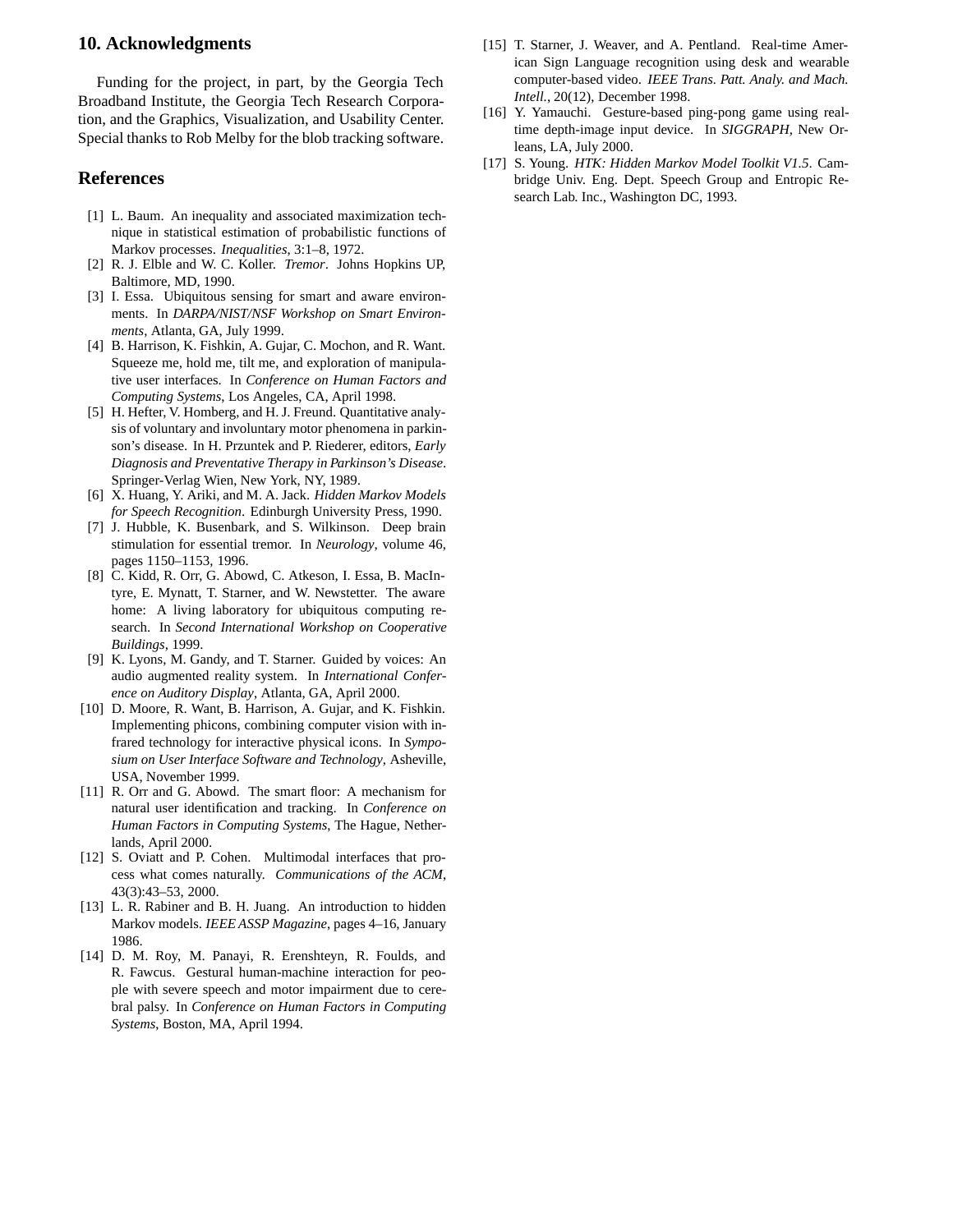## 10. Acknowledgments

Funding for the project, in part, by the Georgia Tech Broadband Institute, the Georgia Tech Research Corporation, and the Graphics, Visualization, and Usability Center. Special thanks to Rob Melby for the blob tracking software.

## References

[1] L. Baum. An inequality and associated maximization technique in statistical estimation of probabilistic functions of Markov processes. *Inequalities*, 3:1–8, 1972.

[2] R. J. Elble and W. C. Koller. *Tremor*. Johns Hopkins UP, Baltimore, MD, 1990.

[3] I. Essa. Ubiquitous sensing for smart and aware environments. In *DARPA/NIST/NSF Workshop on Smart Environments*, Atlanta, GA, July 1999.

[4] B. Harrison, K. Fishkin, A. Gujar, C. Mochon, and R. Want. Squeeze me, hold me, tilt me, and exploration of manipulative user interfaces. In *Conference on Human Factors and Computing Systems*, Los Angeles, CA, April 1998.

[5] H. Hefter, V. Homberg, and H. J. Freund. Quantitative analysis of voluntary and involuntary motor phenomena in parkinson's disease. In H. Przuntek and P. Riederer, editors, *Early Diagnosis and Preventative Therapy in Parkinson's Disease*. Springer-Verlag Wien, New York, NY, 1989.

[6] X. Huang, Y. Ariki, and M. A. Jack. *Hidden Markov Models for Speech Recognition*. Edinburgh University Press, 1990.

[7] J. Hubble, K. Busenbark, and S. Wilkinson. Deep brain stimulation for essential tremor. In *Neurology*, volume 46, pages 1150–1153, 1996.

[8] C. Kidd, R. Orr, G. Abowd, C. Atkeson, I. Essa, B. MacIntyre, E. Mynatt, T. Starner, and W. Newstetter. The aware home: A living laboratory for ubiquitous computing research. In *Second International Workshop on Cooperative Buildings*, 1999.

[9] K. Lyons, M. Gandy, and T. Starner. Guided by voices: An audio augmented reality system. In *International Conference on Auditory Display*, Atlanta, GA, April 2000.

[10] D. Moore, R. Want, B. Harrison, A. Gujar, and K. Fishkin. Implementing phicons, combining computer vision with infrared technology for interactive physical icons. In *Symposium on User Interface Software and Technology*, Asheville, USA, November 1999.

[11] R. Orr and G. Abowd. The smart floor: A mechanism for natural user identification and tracking. In *Conference on Human Factors in Computing Systems*, The Hague, Netherlands, April 2000.

[12] S. Oviatt and P. Cohen. Multimodal interfaces that process what comes naturally. *Communications of the ACM*, 43(3):43–53, 2000.

[13] L. R. Rabiner and B. H. Juang. An introduction to hidden Markov models. *IEEE ASSP Magazine*, pages 4–16, January 1986.

[14] D. M. Roy, M. Panayi, R. Erenshteyn, R. Foulds, and R. Fawcus. Gestural human-machine interaction for people with severe speech and motor impairment due to cerebral palsy. In *Conference on Human Factors in Computing Systems*, Boston, MA, April 1994.

[15] T. Starner, J. Weaver, and A. Pentland. Real-time American Sign Language recognition using desk and wearable computer-based video. *IEEE Trans. Patt. Analy. and Mach. Intell.*, 20(12), December 1998.

[16] Y. Yamauchi. Gesture-based ping-pong game using real-time depth-image input device. In *SIGGRAPH*, New Orleans, LA, July 2000.

[17] S. Young. *HTK: Hidden Markov Model Toolkit V1.5*. Cambridge Univ. Eng. Dept. Speech Group and Entropic Research Lab. Inc., Washington DC, 1993.